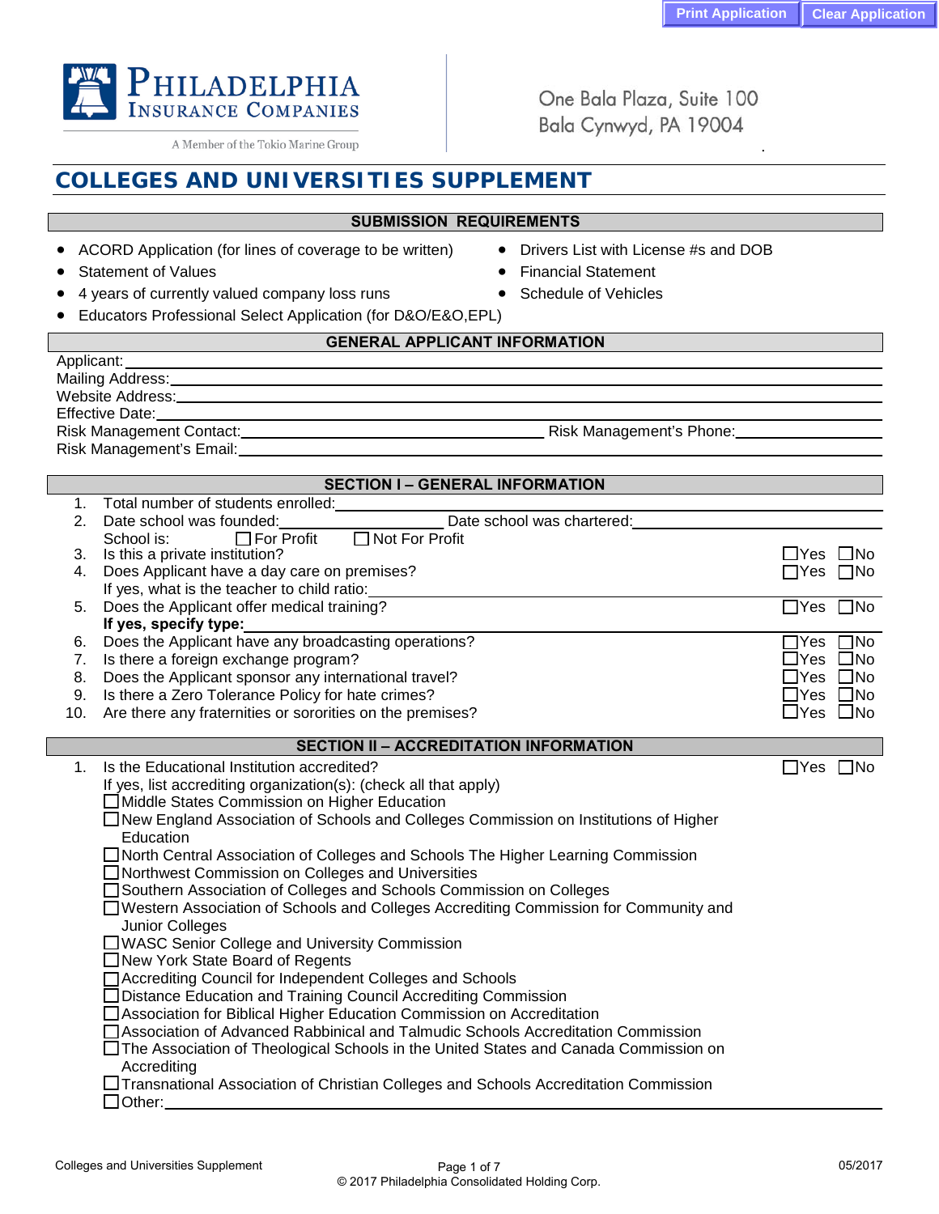Print Application | Clear Application

**PHILADELPHIA INSURANCE COMPANIES**

A Member of the Tokio Marine Group

One Bala Plaza, Suite 100
Bala Cynwyd, PA 19004

# COLLEGES AND UNIVERSITIES SUPPLEMENT

## SUBMISSION REQUIREMENTS

- ACORD Application (for lines of coverage to be written)
- Statement of Values
- 4 years of currently valued company loss runs
- Educators Professional Select Application (for D&O/E&O,EPL)
- Drivers List with License #s and DOB
- Financial Statement
- Schedule of Vehicles

## GENERAL APPLICANT INFORMATION

Applicant: \_\_\_\_\_\_\_\_\_\_\_\_\_\_\_\_\_\_\_\_

Mailing Address: \_\_\_\_\_\_\_\_\_\_\_\_\_\_\_\_\_\_\_\_

Website Address: \_\_\_\_\_\_\_\_\_\_\_\_\_\_\_\_\_\_\_\_

Effective Date: \_\_\_\_\_\_\_\_\_\_\_\_\_\_\_\_\_\_\_\_

Risk Management Contact: \_\_\_\_\_\_\_\_\_\_\_\_\_\_\_\_\_\_\_\_ Risk Management's Phone: \_\_\_\_\_\_\_\_\_\_\_\_\_\_\_\_\_\_\_\_

Risk Management's Email: \_\_\_\_\_\_\_\_\_\_\_\_\_\_\_\_\_\_\_\_

## SECTION I – GENERAL INFORMATION

1. Total number of students enrolled: \_\_\_\_\_\_\_\_\_\_\_\_\_\_\_\_\_\_\_\_
2. Date school was founded: \_\_\_\_\_\_\_\_\_\_ Date school was chartered: \_\_\_\_\_\_\_\_\_\_

   School is: ☐ For Profit ☐ Not For Profit
3. Is this a private institution? ☐Yes ☐No
4. Does Applicant have a day care on premises? ☐Yes ☐No

   If yes, what is the teacher to child ratio: \_\_\_\_\_\_\_\_\_\_\_\_\_\_\_\_\_\_\_\_
5. Does the Applicant offer medical training? ☐Yes ☐No

   **If yes, specify type:** \_\_\_\_\_\_\_\_\_\_\_\_\_\_\_\_\_\_\_\_
6. Does the Applicant have any broadcasting operations? ☐Yes ☐No
7. Is there a foreign exchange program? ☐Yes ☐No
8. Does the Applicant sponsor any international travel? ☐Yes ☐No
9. Is there a Zero Tolerance Policy for hate crimes? ☐Yes ☐No
10. Are there any fraternities or sororities on the premises? ☐Yes ☐No

## SECTION II – ACCREDITATION INFORMATION

1. Is the Educational Institution accredited? ☐Yes ☐No

   If yes, list accrediting organization(s): (check all that apply)

   ☐ Middle States Commission on Higher Education
   ☐ New England Association of Schools and Colleges Commission on Institutions of Higher Education
   ☐ North Central Association of Colleges and Schools The Higher Learning Commission
   ☐ Northwest Commission on Colleges and Universities
   ☐ Southern Association of Colleges and Schools Commission on Colleges
   ☐ Western Association of Schools and Colleges Accrediting Commission for Community and Junior Colleges
   ☐ WASC Senior College and University Commission
   ☐ New York State Board of Regents
   ☐ Accrediting Council for Independent Colleges and Schools
   ☐ Distance Education and Training Council Accrediting Commission
   ☐ Association for Biblical Higher Education Commission on Accreditation
   ☐ Association of Advanced Rabbinical and Talmudic Schools Accreditation Commission
   ☐ The Association of Theological Schools in the United States and Canada Commission on Accrediting
   ☐ Transnational Association of Christian Colleges and Schools Accreditation Commission
   ☐ Other: \_\_\_\_\_\_\_\_\_\_\_\_\_\_\_\_\_\_\_\_

Colleges and Universities Supplement 05/2017

© 2017 Philadelphia Consolidated Holding Corp.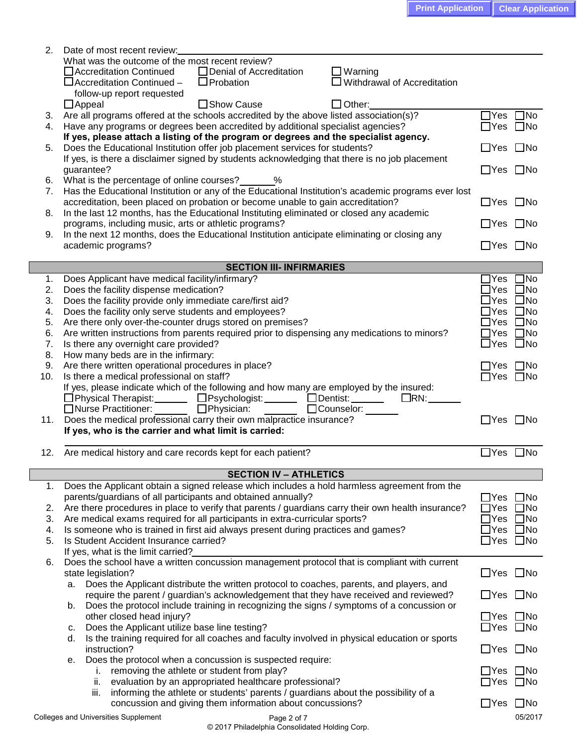2. Date of most recent review: ____________________

   What was the outcome of the most recent review?

   ☐ Accreditation Continued ☐ Denial of Accreditation ☐ Warning
   ☐ Accreditation Continued – follow-up report requested ☐ Probation ☐ Withdrawal of Accreditation
   ☐ Appeal ☐ Show Cause ☐ Other: ____________________

3. Are all programs offered at the schools accredited by the above listed association(s)? ☐ Yes ☐ No
4. Have any programs or degrees been accredited by additional specialist agencies? ☐ Yes ☐ No

   **If yes, please attach a listing of the program or degrees and the specialist agency.**

5. Does the Educational Institution offer job placement services for students? ☐ Yes ☐ No

   If yes, is there a disclaimer signed by students acknowledging that there is no job placement guarantee? ☐ Yes ☐ No

6. What is the percentage of online courses? ______%
7. Has the Educational Institution or any of the Educational Institution's academic programs ever lost accreditation, been placed on probation or become unable to gain accreditation? ☐ Yes ☐ No
8. In the last 12 months, has the Educational Institutiing eliminated or closed any academic programs, including music, arts or athletic programs? ☐ Yes ☐ No
9. In the next 12 months, does the Educational Institution anticipate eliminating or closing any academic programs? ☐ Yes ☐ No

## SECTION III- INFIRMARIES

1. Does Applicant have medical facility/infirmary? ☐ Yes ☐ No
2. Does the facility dispense medication? ☐ Yes ☐ No
3. Does the facility provide only immediate care/first aid? ☐ Yes ☐ No
4. Does the facility only serve students and employees? ☐ Yes ☐ No
5. Are there only over-the-counter drugs stored on premises? ☐ Yes ☐ No
6. Are written instructions from parents required prior to dispensing any medications to minors? ☐ Yes ☐ No
7. Is there any overnight care provided? ☐ Yes ☐ No
8. How many beds are in the infirmary:
9. Are there written operational procedures in place? ☐ Yes ☐ No
10. Is there a medical professional on staff? ☐ Yes ☐ No

    If yes, please indicate which of the following and how many are employed by the insured:

    ☐ Physical Therapist: ______ ☐ Psychologist: ______ ☐ Dentist: ______ ☐ RN: ______
    ☐ Nurse Practitioner: ______ ☐ Physician: ______ ☐ Counselor: ______

11. Does the medical professional carry their own malpractice insurance? ☐ Yes ☐ No

    **If yes, who is the carrier and what limit is carried:**

    ____________________

12. Are medical history and care records kept for each patient? ☐ Yes ☐ No

## SECTION IV – ATHLETICS

1. Does the Applicant obtain a signed release which includes a hold harmless agreement from the parents/guardians of all participants and obtained annually? ☐ Yes ☐ No
2. Are there procedures in place to verify that parents / guardians carry their own health insurance? ☐ Yes ☐ No
3. Are medical exams required for all participants in extra-curricular sports? ☐ Yes ☐ No
4. Is someone who is trained in first aid always present during practices and games? ☐ Yes ☐ No
5. Is Student Accident Insurance carried? ☐ Yes ☐ No

   If yes, what is the limit carried? ____________________

6. Does the school have a written concussion management protocol that is compliant with current state legislation? ☐ Yes ☐ No
   a. Does the Applicant distribute the written protocol to coaches, parents, and players, and require the parent / guardian's acknowledgement that they have received and reviewed? ☐ Yes ☐ No
   b. Does the protocol include training in recognizing the signs / symptoms of a concussion or other closed head injury? ☐ Yes ☐ No
   c. Does the Applicant utilize base line testing? ☐ Yes ☐ No
   d. Is the training required for all coaches and faculty involved in physical education or sports instruction? ☐ Yes ☐ No
   e. Does the protocol when a concussion is suspected require:
      i. removing the athlete or student from play? ☐ Yes ☐ No
      ii. evaluation by an appropriated healthcare professional? ☐ Yes ☐ No
      iii. informing the athlete or students' parents / guardians about the possibility of a concussion and giving them information about concussions? ☐ Yes ☐ No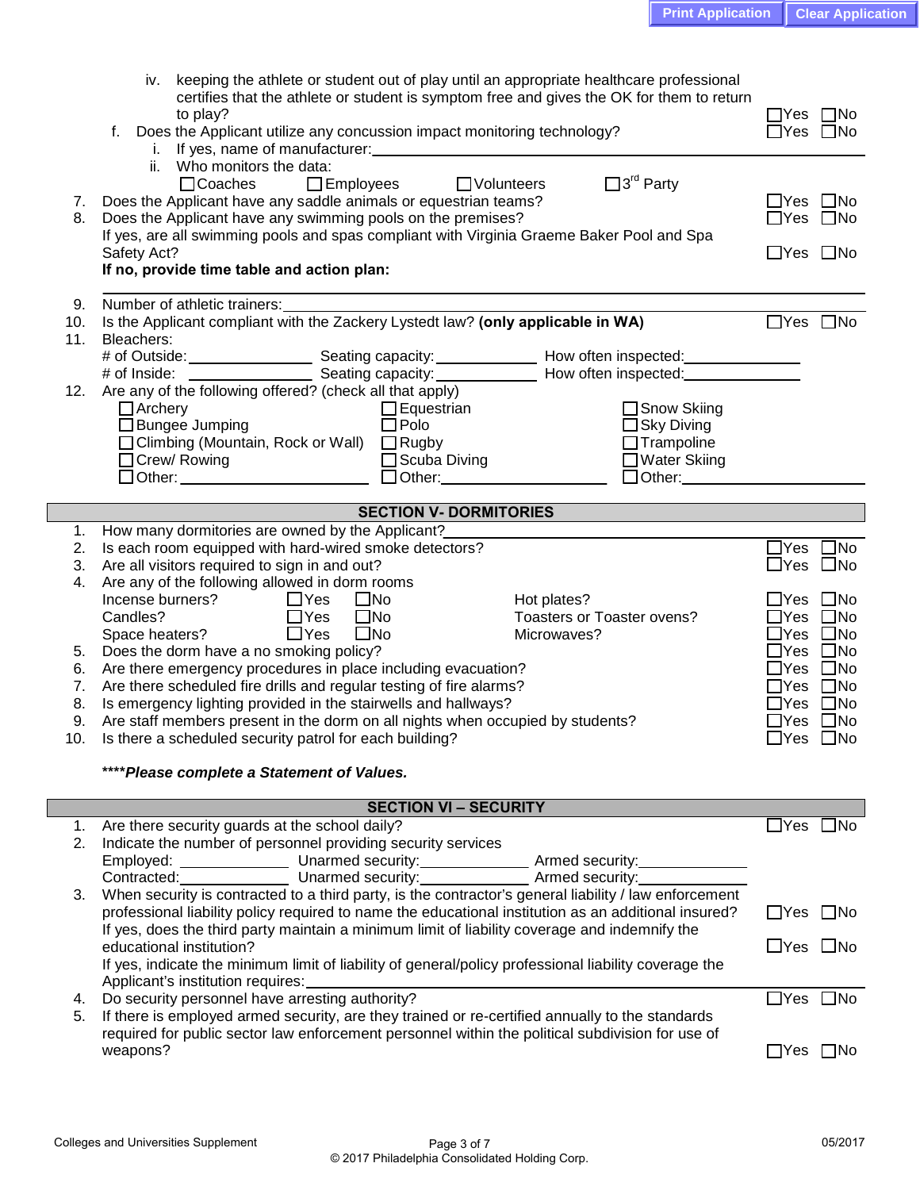iv. keeping the athlete or student out of play until an appropriate healthcare professional certifies that the athlete or student is symptom free and gives the OK for them to return to play? ☐Yes ☐No

f. Does the Applicant utilize any concussion impact monitoring technology? ☐Yes ☐No

i. If yes, name of manufacturer: ____________________

ii. Who monitors the data:

☐Coaches ☐Employees ☐Volunteers ☐3rd Party

7. Does the Applicant have any saddle animals or equestrian teams? ☐Yes ☐No
8. Does the Applicant have any swimming pools on the premises? ☐Yes ☐No

   If yes, are all swimming pools and spas compliant with Virginia Graeme Baker Pool and Spa Safety Act? ☐Yes ☐No

   **If no, provide time table and action plan:** ____________________

9. Number of athletic trainers: ____________________
10. Is the Applicant compliant with the Zackery Lystedt law? **(only applicable in WA)** ☐Yes ☐No
11. Bleachers:

    # of Outside: __________ Seating capacity: __________ How often inspected: __________

    # of Inside: __________ Seating capacity: __________ How often inspected: __________

12. Are any of the following offered? (check all that apply)

| | | |
|---|---|---|
| ☐Archery | ☐Equestrian | ☐Snow Skiing |
| ☐Bungee Jumping | ☐Polo | ☐Sky Diving |
| ☐Climbing (Mountain, Rock or Wall) | ☐Rugby | ☐Trampoline |
| ☐Crew/ Rowing | ☐Scuba Diving | ☐Water Skiing |
| ☐Other: __________ | ☐Other: __________ | ☐Other: __________ |

## SECTION V- DORMITORIES

1. How many dormitories are owned by the Applicant? ____________________
2. Is each room equipped with hard-wired smoke detectors? ☐Yes ☐No
3. Are all visitors required to sign in and out? ☐Yes ☐No
4. Are any of the following allowed in dorm rooms

| | | | |
|---|---|---|---|
| Incense burners? | ☐Yes ☐No | Hot plates? | ☐Yes ☐No |
| Candles? | ☐Yes ☐No | Toasters or Toaster ovens? | ☐Yes ☐No |
| Space heaters? | ☐Yes ☐No | Microwaves? | ☐Yes ☐No |

5. Does the dorm have a no smoking policy? ☐Yes ☐No
6. Are there emergency procedures in place including evacuation? ☐Yes ☐No
7. Are there scheduled fire drills and regular testing of fire alarms? ☐Yes ☐No
8. Is emergency lighting provided in the stairwells and hallways? ☐Yes ☐No
9. Are staff members present in the dorm on all nights when occupied by students? ☐Yes ☐No
10. Is there a scheduled security patrol for each building? ☐Yes ☐No

*****Please complete a Statement of Values.***

## SECTION VI – SECURITY

1. Are there security guards at the school daily? ☐Yes ☐No
2. Indicate the number of personnel providing security services

   Employed: __________ Unarmed security: __________ Armed security: __________

   Contracted: __________ Unarmed security: __________ Armed security: __________

3. When security is contracted to a third party, is the contractor's general liability / law enforcement professional liability policy required to name the educational institution as an additional insured? ☐Yes ☐No

   If yes, does the third party maintain a minimum limit of liability coverage and indemnify the educational institution? ☐Yes ☐No

   If yes, indicate the minimum limit of liability of general/policy professional liability coverage the Applicant's institution requires: ____________________

4. Do security personnel have arresting authority? ☐Yes ☐No
5. If there is employed armed security, are they trained or re-certified annually to the standards required for public sector law enforcement personnel within the political subdivision for use of weapons? ☐Yes ☐No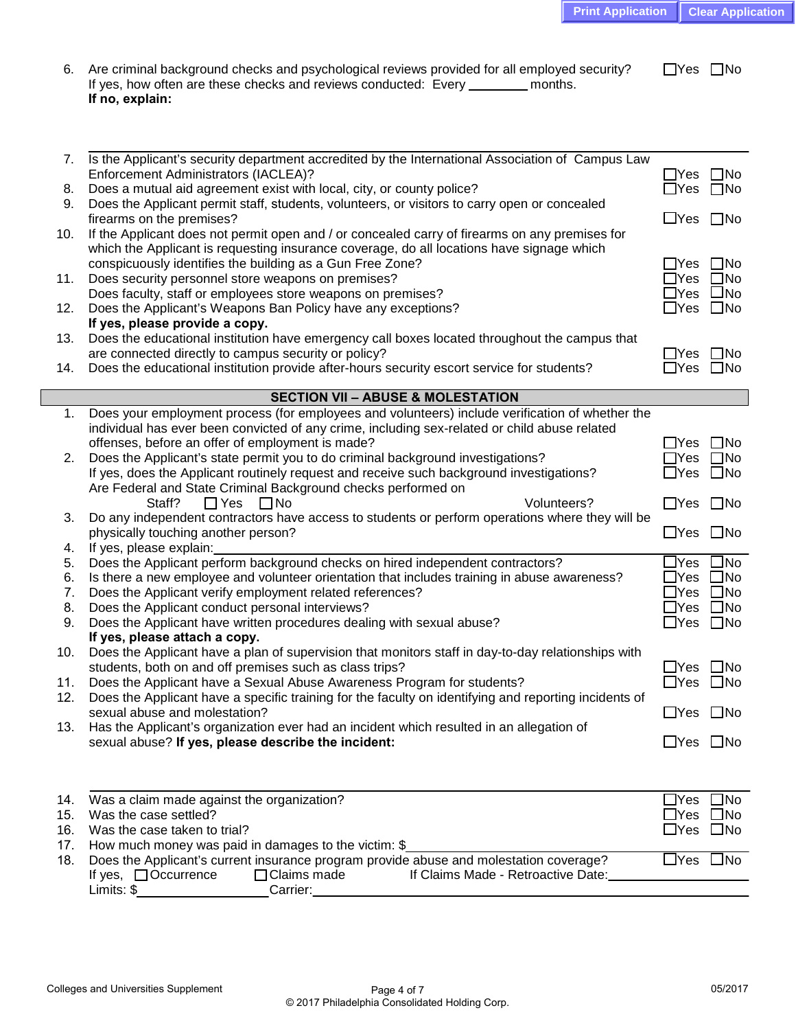6. Are criminal background checks and psychological reviews provided for all employed security? ☐Yes ☐No
   If yes, how often are these checks and reviews conducted: Every ________ months.
   **If no, explain:**

7. Is the Applicant's security department accredited by the International Association of Campus Law Enforcement Administrators (IACLEA)? ☐Yes ☐No
8. Does a mutual aid agreement exist with local, city, or county police? ☐Yes ☐No
9. Does the Applicant permit staff, students, volunteers, or visitors to carry open or concealed firearms on the premises? ☐Yes ☐No
10. If the Applicant does not permit open and / or concealed carry of firearms on any premises for which the Applicant is requesting insurance coverage, do all locations have signage which conspicuously identifies the building as a Gun Free Zone? ☐Yes ☐No
11. Does security personnel store weapons on premises? ☐Yes ☐No
    Does faculty, staff or employees store weapons on premises? ☐Yes ☐No
12. Does the Applicant's Weapons Ban Policy have any exceptions? ☐Yes ☐No
    **If yes, please provide a copy.**
13. Does the educational institution have emergency call boxes located throughout the campus that are connected directly to campus security or policy? ☐Yes ☐No
14. Does the educational institution provide after-hours security escort service for students? ☐Yes ☐No

## SECTION VII – ABUSE & MOLESTATION

1. Does your employment process (for employees and volunteers) include verification of whether the individual has ever been convicted of any crime, including sex-related or child abuse related offenses, before an offer of employment is made? ☐Yes ☐No
2. Does the Applicant's state permit you to do criminal background investigations? ☐Yes ☐No
   If yes, does the Applicant routinely request and receive such background investigations? ☐Yes ☐No
   Are Federal and State Criminal Background checks performed on
   Staff? ☐ Yes ☐ No Volunteers? ☐Yes ☐No
3. Do any independent contractors have access to students or perform operations where they will be physically touching another person? ☐Yes ☐No
4. If yes, please explain:
5. Does the Applicant perform background checks on hired independent contractors? ☐Yes ☐No
6. Is there a new employee and volunteer orientation that includes training in abuse awareness? ☐Yes ☐No
7. Does the Applicant verify employment related references? ☐Yes ☐No
8. Does the Applicant conduct personal interviews? ☐Yes ☐No
9. Does the Applicant have written procedures dealing with sexual abuse? ☐Yes ☐No
   **If yes, please attach a copy.**
10. Does the Applicant have a plan of supervision that monitors staff in day-to-day relationships with students, both on and off premises such as class trips? ☐Yes ☐No
11. Does the Applicant have a Sexual Abuse Awareness Program for students? ☐Yes ☐No
12. Does the Applicant have a specific training for the faculty on identifying and reporting incidents of sexual abuse and molestation? ☐Yes ☐No
13. Has the Applicant's organization ever had an incident which resulted in an allegation of sexual abuse? **If yes, please describe the incident:** ☐Yes ☐No

14. Was a claim made against the organization? ☐Yes ☐No
15. Was the case settled? ☐Yes ☐No
16. Was the case taken to trial? ☐Yes ☐No
17. How much money was paid in damages to the victim: $________
18. Does the Applicant's current insurance program provide abuse and molestation coverage? ☐Yes ☐No
    If yes, ☐Occurrence ☐Claims made If Claims Made - Retroactive Date:________
    Limits: $________ Carrier:________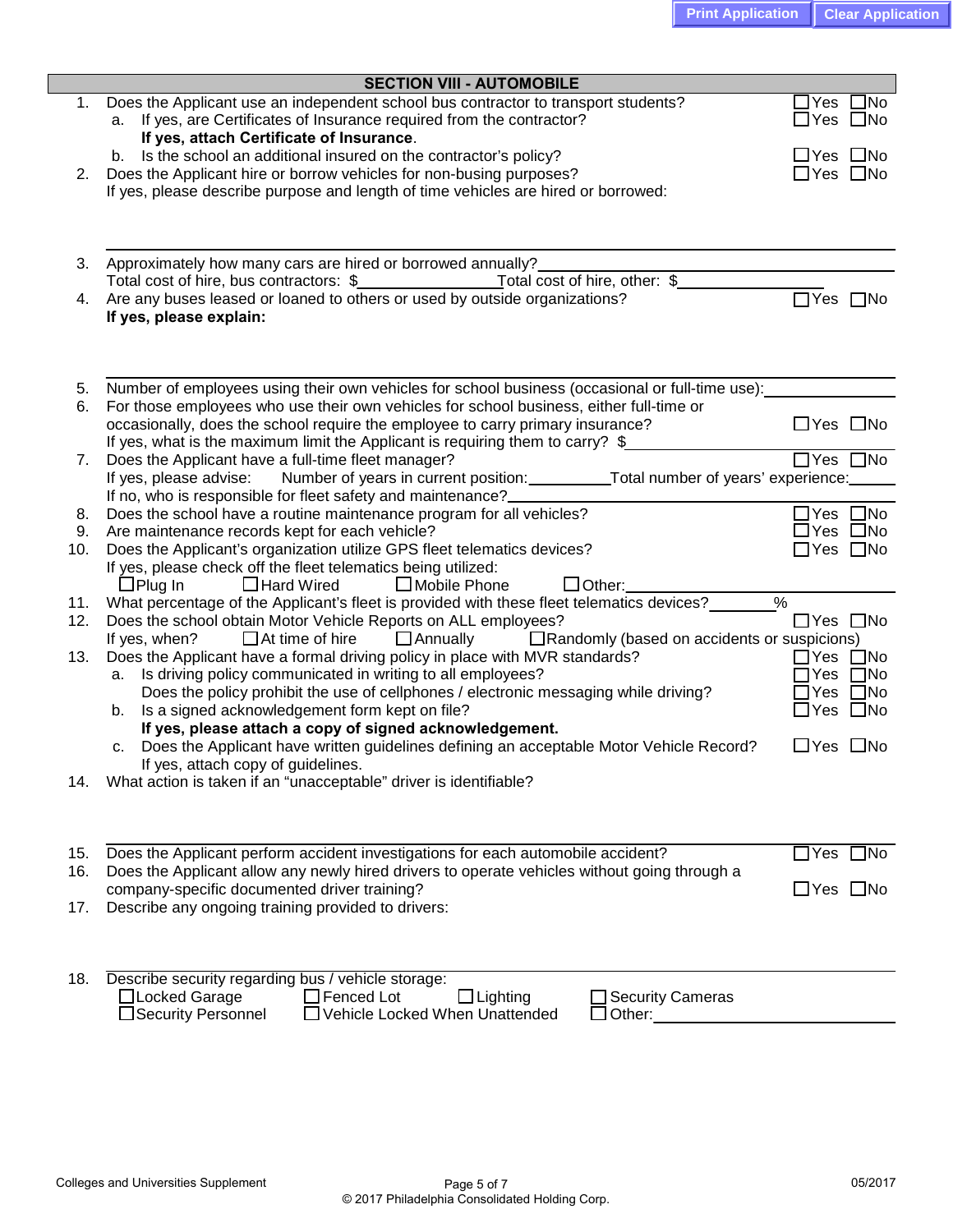## SECTION VIII - AUTOMOBILE

1. Does the Applicant use an independent school bus contractor to transport students? ☐ Yes ☐ No
   a. If yes, are Certificates of Insurance required from the contractor? ☐ Yes ☐ No
      **If yes, attach Certificate of Insurance**.
   b. Is the school an additional insured on the contractor's policy? ☐ Yes ☐ No
2. Does the Applicant hire or borrow vehicles for non-busing purposes? ☐ Yes ☐ No
   If yes, please describe purpose and length of time vehicles are hired or borrowed:

   ______________________________________________________________

3. Approximately how many cars are hired or borrowed annually? ______________________
   Total cost of hire, bus contractors: $______________ Total cost of hire, other: $______________
4. Are any buses leased or loaned to others or used by outside organizations? ☐ Yes ☐ No
   **If yes, please explain:**

   ______________________________________________________________

5. Number of employees using their own vehicles for school business (occasional or full-time use): ______________
6. For those employees who use their own vehicles for school business, either full-time or occasionally, does the school require the employee to carry primary insurance? ☐ Yes ☐ No
   If yes, what is the maximum limit the Applicant is requiring them to carry? $______________
7. Does the Applicant have a full-time fleet manager? ☐ Yes ☐ No
   If yes, please advise: Number of years in current position: __________ Total number of years' experience: ______
   If no, who is responsible for fleet safety and maintenance? ______________________
8. Does the school have a routine maintenance program for all vehicles? ☐ Yes ☐ No
9. Are maintenance records kept for each vehicle? ☐ Yes ☐ No
10. Does the Applicant's organization utilize GPS fleet telematics devices? ☐ Yes ☐ No
    If yes, please check off the fleet telematics being utilized:
    ☐ Plug In ☐ Hard Wired ☐ Mobile Phone ☐ Other: ______________________
11. What percentage of the Applicant's fleet is provided with these fleet telematics devices? ________%
12. Does the school obtain Motor Vehicle Reports on ALL employees? ☐ Yes ☐ No
    If yes, when? ☐ At time of hire ☐ Annually ☐ Randomly (based on accidents or suspicions)
13. Does the Applicant have a formal driving policy in place with MVR standards? ☐ Yes ☐ No
    a. Is driving policy communicated in writing to all employees? ☐ Yes ☐ No
       Does the policy prohibit the use of cellphones / electronic messaging while driving? ☐ Yes ☐ No
    b. Is a signed acknowledgement form kept on file? ☐ Yes ☐ No
       **If yes, please attach a copy of signed acknowledgement.**
    c. Does the Applicant have written guidelines defining an acceptable Motor Vehicle Record? ☐ Yes ☐ No
       If yes, attach copy of guidelines.
14. What action is taken if an "unacceptable" driver is identifiable?

    ______________________________________________________________

15. Does the Applicant perform accident investigations for each automobile accident? ☐ Yes ☐ No
16. Does the Applicant allow any newly hired drivers to operate vehicles without going through a company-specific documented driver training? ☐ Yes ☐ No
17. Describe any ongoing training provided to drivers:

    ______________________________________________________________

18. Describe security regarding bus / vehicle storage:
    ☐ Locked Garage ☐ Fenced Lot ☐ Lighting ☐ Security Cameras
    ☐ Security Personnel ☐ Vehicle Locked When Unattended ☐ Other: ______________________

Colleges and Universities Supplement — 05/2017

© 2017 Philadelphia Consolidated Holding Corp.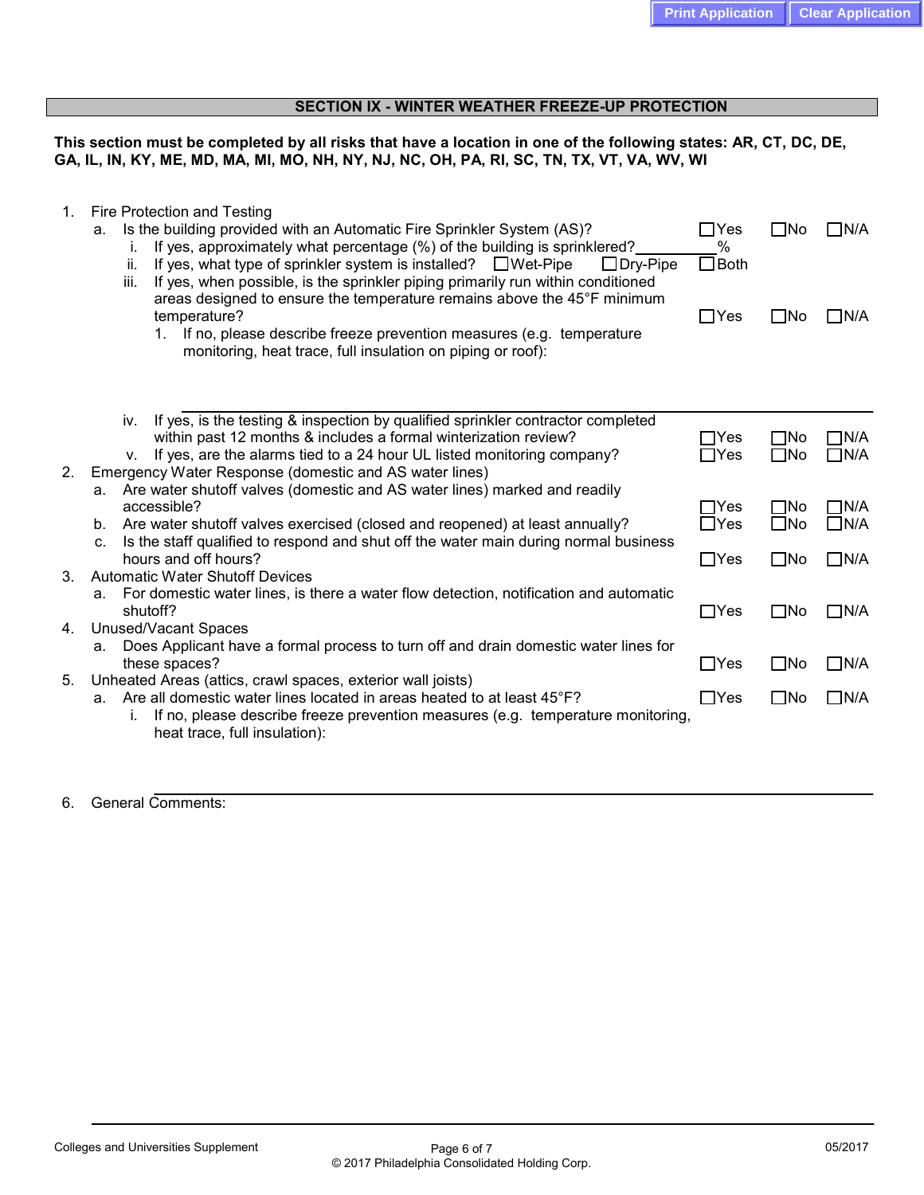## SECTION IX - WINTER WEATHER FREEZE-UP PROTECTION

**This section must be completed by all risks that have a location in one of the following states: AR, CT, DC, DE, GA, IL, IN, KY, ME, MD, MA, MI, MO, NH, NY, NJ, NC, OH, PA, RI, SC, TN, TX, VT, VA, WV, WI**

1. Fire Protection and Testing
   a. Is the building provided with an Automatic Fire Sprinkler System (AS)? ☐ Yes ☐ No ☐ N/A
      i. If yes, approximately what percentage (%) of the building is sprinklered? ________%
      ii. If yes, what type of sprinkler system is installed? ☐ Wet-Pipe ☐ Dry-Pipe ☐ Both
      iii. If yes, when possible, is the sprinkler piping primarily run within conditioned areas designed to ensure the temperature remains above the 45°F minimum temperature? ☐ Yes ☐ No ☐ N/A
         1. If no, please describe freeze prevention measures (e.g. temperature monitoring, heat trace, full insulation on piping or roof):

         ____________________________________________

      iv. If yes, is the testing & inspection by qualified sprinkler contractor completed within past 12 months & includes a formal winterization review? ☐ Yes ☐ No ☐ N/A
      v. If yes, are the alarms tied to a 24 hour UL listed monitoring company? ☐ Yes ☐ No ☐ N/A
2. Emergency Water Response (domestic and AS water lines)
   a. Are water shutoff valves (domestic and AS water lines) marked and readily accessible? ☐ Yes ☐ No ☐ N/A
   b. Are water shutoff valves exercised (closed and reopened) at least annually? ☐ Yes ☐ No ☐ N/A
   c. Is the staff qualified to respond and shut off the water main during normal business hours and off hours? ☐ Yes ☐ No ☐ N/A
3. Automatic Water Shutoff Devices
   a. For domestic water lines, is there a water flow detection, notification and automatic shutoff? ☐ Yes ☐ No ☐ N/A
4. Unused/Vacant Spaces
   a. Does Applicant have a formal process to turn off and drain domestic water lines for these spaces? ☐ Yes ☐ No ☐ N/A
5. Unheated Areas (attics, crawl spaces, exterior wall joists)
   a. Are all domestic water lines located in areas heated to at least 45°F? ☐ Yes ☐ No ☐ N/A
      i. If no, please describe freeze prevention measures (e.g. temperature monitoring, heat trace, full insulation):

      ____________________________________________

6. General Comments: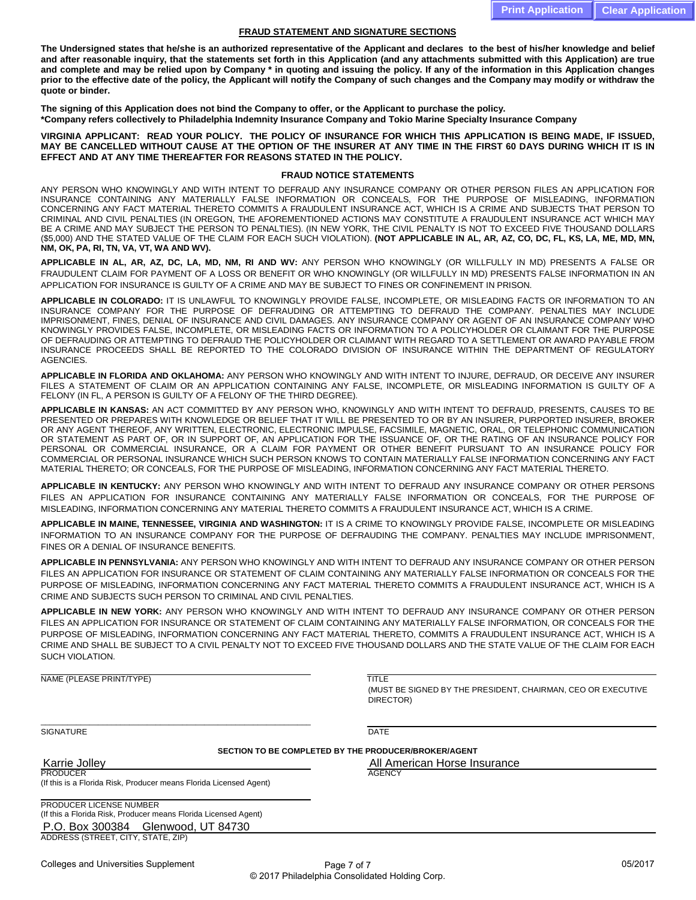## FRAUD STATEMENT AND SIGNATURE SECTIONS

**The Undersigned states that he/she is an authorized representative of the Applicant and declares to the best of his/her knowledge and belief and after reasonable inquiry, that the statements set forth in this Application (and any attachments submitted with this Application) are true and complete and may be relied upon by Company * in quoting and issuing the policy. If any of the information in this Application changes prior to the effective date of the policy, the Applicant will notify the Company of such changes and the Company may modify or withdraw the quote or binder.**

**The signing of this Application does not bind the Company to offer, or the Applicant to purchase the policy.**
***Company refers collectively to Philadelphia Indemnity Insurance Company and Tokio Marine Specialty Insurance Company**

**VIRGINIA APPLICANT: READ YOUR POLICY. THE POLICY OF INSURANCE FOR WHICH THIS APPLICATION IS BEING MADE, IF ISSUED, MAY BE CANCELLED WITHOUT CAUSE AT THE OPTION OF THE INSURER AT ANY TIME IN THE FIRST 60 DAYS DURING WHICH IT IS IN EFFECT AND AT ANY TIME THEREAFTER FOR REASONS STATED IN THE POLICY.**

### FRAUD NOTICE STATEMENTS

ANY PERSON WHO KNOWINGLY AND WITH INTENT TO DEFRAUD ANY INSURANCE COMPANY OR OTHER PERSON FILES AN APPLICATION FOR INSURANCE CONTAINING ANY MATERIALLY FALSE INFORMATION OR CONCEALS, FOR THE PURPOSE OF MISLEADING, INFORMATION CONCERNING ANY FACT MATERIAL THERETO COMMITS A FRAUDULENT INSURANCE ACT, WHICH IS A CRIME AND SUBJECTS THAT PERSON TO CRIMINAL AND CIVIL PENALTIES (IN OREGON, THE AFOREMENTIONED ACTIONS MAY CONSTITUTE A FRAUDULENT INSURANCE ACT WHICH MAY BE A CRIME AND MAY SUBJECT THE PERSON TO PENALTIES). (IN NEW YORK, THE CIVIL PENALTY IS NOT TO EXCEED FIVE THOUSAND DOLLARS ($5,000) AND THE STATED VALUE OF THE CLAIM FOR EACH SUCH VIOLATION). **(NOT APPLICABLE IN AL, AR, AZ, CO, DC, FL, KS, LA, ME, MD, MN, NM, OK, PA, RI, TN, VA, VT, WA AND WV).**

**APPLICABLE IN AL, AR, AZ, DC, LA, MD, NM, RI AND WV:** ANY PERSON WHO KNOWINGLY (OR WILLFULLY IN MD) PRESENTS A FALSE OR FRAUDULENT CLAIM FOR PAYMENT OF A LOSS OR BENEFIT OR WHO KNOWINGLY (OR WILLFULLY IN MD) PRESENTS FALSE INFORMATION IN AN APPLICATION FOR INSURANCE IS GUILTY OF A CRIME AND MAY BE SUBJECT TO FINES OR CONFINEMENT IN PRISON.

**APPLICABLE IN COLORADO:** IT IS UNLAWFUL TO KNOWINGLY PROVIDE FALSE, INCOMPLETE, OR MISLEADING FACTS OR INFORMATION TO AN INSURANCE COMPANY FOR THE PURPOSE OF DEFRAUDING OR ATTEMPTING TO DEFRAUD THE COMPANY. PENALTIES MAY INCLUDE IMPRISONMENT, FINES, DENIAL OF INSURANCE AND CIVIL DAMAGES. ANY INSURANCE COMPANY OR AGENT OF AN INSURANCE COMPANY WHO KNOWINGLY PROVIDES FALSE, INCOMPLETE, OR MISLEADING FACTS OR INFORMATION TO A POLICYHOLDER OR CLAIMANT FOR THE PURPOSE OF DEFRAUDING OR ATTEMPTING TO DEFRAUD THE POLICYHOLDER OR CLAIMANT WITH REGARD TO A SETTLEMENT OR AWARD PAYABLE FROM INSURANCE PROCEEDS SHALL BE REPORTED TO THE COLORADO DIVISION OF INSURANCE WITHIN THE DEPARTMENT OF REGULATORY AGENCIES.

**APPLICABLE IN FLORIDA AND OKLAHOMA:** ANY PERSON WHO KNOWINGLY AND WITH INTENT TO INJURE, DEFRAUD, OR DECEIVE ANY INSURER FILES A STATEMENT OF CLAIM OR AN APPLICATION CONTAINING ANY FALSE, INCOMPLETE, OR MISLEADING INFORMATION IS GUILTY OF A FELONY (IN FL, A PERSON IS GUILTY OF A FELONY OF THE THIRD DEGREE).

**APPLICABLE IN KANSAS:** AN ACT COMMITTED BY ANY PERSON WHO, KNOWINGLY AND WITH INTENT TO DEFRAUD, PRESENTS, CAUSES TO BE PRESENTED OR PREPARES WITH KNOWLEDGE OR BELIEF THAT IT WILL BE PRESENTED TO OR BY AN INSURER, PURPORTED INSURER, BROKER OR ANY AGENT THEREOF, ANY WRITTEN, ELECTRONIC, ELECTRONIC IMPULSE, FACSIMILE, MAGNETIC, ORAL, OR TELEPHONIC COMMUNICATION OR STATEMENT AS PART OF, OR IN SUPPORT OF, AN APPLICATION FOR THE ISSUANCE OF, OR THE RATING OF AN INSURANCE POLICY FOR PERSONAL OR COMMERCIAL INSURANCE, OR A CLAIM FOR PAYMENT OR OTHER BENEFIT PURSUANT TO AN INSURANCE POLICY FOR COMMERCIAL OR PERSONAL INSURANCE WHICH SUCH PERSON KNOWS TO CONTAIN MATERIALLY FALSE INFORMATION CONCERNING ANY FACT MATERIAL THERETO; OR CONCEALS, FOR THE PURPOSE OF MISLEADING, INFORMATION CONCERNING ANY FACT MATERIAL THERETO.

**APPLICABLE IN KENTUCKY:** ANY PERSON WHO KNOWINGLY AND WITH INTENT TO DEFRAUD ANY INSURANCE COMPANY OR OTHER PERSONS FILES AN APPLICATION FOR INSURANCE CONTAINING ANY MATERIALLY FALSE INFORMATION OR CONCEALS, FOR THE PURPOSE OF MISLEADING, INFORMATION CONCERNING ANY MATERIAL THERETO COMMITS A FRAUDULENT INSURANCE ACT, WHICH IS A CRIME.

**APPLICABLE IN MAINE, TENNESSEE, VIRGINIA AND WASHINGTON:** IT IS A CRIME TO KNOWINGLY PROVIDE FALSE, INCOMPLETE OR MISLEADING INFORMATION TO AN INSURANCE COMPANY FOR THE PURPOSE OF DEFRAUDING THE COMPANY. PENALTIES MAY INCLUDE IMPRISONMENT, FINES OR A DENIAL OF INSURANCE BENEFITS.

**APPLICABLE IN PENNSYLVANIA:** ANY PERSON WHO KNOWINGLY AND WITH INTENT TO DEFRAUD ANY INSURANCE COMPANY OR OTHER PERSON FILES AN APPLICATION FOR INSURANCE OR STATEMENT OF CLAIM CONTAINING ANY MATERIALLY FALSE INFORMATION OR CONCEALS FOR THE PURPOSE OF MISLEADING, INFORMATION CONCERNING ANY FACT MATERIAL THERETO COMMITS A FRAUDULENT INSURANCE ACT, WHICH IS A CRIME AND SUBJECTS SUCH PERSON TO CRIMINAL AND CIVIL PENALTIES.

**APPLICABLE IN NEW YORK:** ANY PERSON WHO KNOWINGLY AND WITH INTENT TO DEFRAUD ANY INSURANCE COMPANY OR OTHER PERSON FILES AN APPLICATION FOR INSURANCE OR STATEMENT OF CLAIM CONTAINING ANY MATERIALLY FALSE INFORMATION, OR CONCEALS FOR THE PURPOSE OF MISLEADING, INFORMATION CONCERNING ANY FACT MATERIAL THERETO, COMMITS A FRAUDULENT INSURANCE ACT, WHICH IS A CRIME AND SHALL BE SUBJECT TO A CIVIL PENALTY NOT TO EXCEED FIVE THOUSAND DOLLARS AND THE STATE VALUE OF THE CLAIM FOR EACH SUCH VIOLATION.

NAME (PLEASE PRINT/TYPE): ______________________

TITLE: ______________________
(MUST BE SIGNED BY THE PRESIDENT, CHAIRMAN, CEO OR EXECUTIVE DIRECTOR)

SIGNATURE: ______________________

DATE: ______________________

**SECTION TO BE COMPLETED BY THE PRODUCER/BROKER/AGENT**

PRODUCER: Karrie Jolley
(If this is a Florida Risk, Producer means Florida Licensed Agent)

AGENCY: All American Horse Insurance

PRODUCER LICENSE NUMBER: ______________________
(If this is a Florida Risk, Producer means Florida Licensed Agent)

ADDRESS (STREET, CITY, STATE, ZIP): P.O. Box 300384 Glenwood, UT 84730

Colleges and Universities Supplement — 05/2017

© 2017 Philadelphia Consolidated Holding Corp.